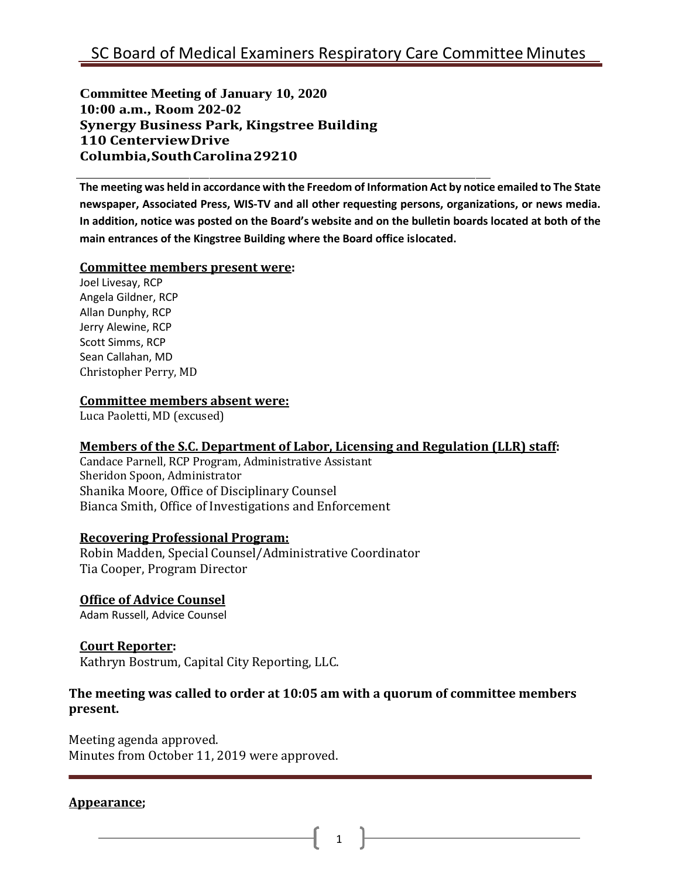# SC Board of Medical Examiners Respiratory Care Committee Minutes

**Committee Meeting of January 10, 2020**
**10:00 a.m., Room 202-02**
**Synergy Business Park, Kingstree Building**
**110 Centerview Drive**
**Columbia, South Carolina 29210**

**The meeting was held in accordance with the Freedom of Information Act by notice emailed to The State newspaper, Associated Press, WIS-TV and all other requesting persons, organizations, or news media. In addition, notice was posted on the Board's website and on the bulletin boards located at both of the main entrances of the Kingstree Building where the Board office is located.**

**Committee members present were:**

Joel Livesay, RCP
Angela Gildner, RCP
Allan Dunphy, RCP
Jerry Alewine, RCP
Scott Simms, RCP
Sean Callahan, MD
Christopher Perry, MD

**Committee members absent were:**

Luca Paoletti, MD (excused)

**Members of the S.C. Department of Labor, Licensing and Regulation (LLR) staff:**

Candace Parnell, RCP Program, Administrative Assistant
Sheridon Spoon, Administrator
Shanika Moore, Office of Disciplinary Counsel
Bianca Smith, Office of Investigations and Enforcement

**Recovering Professional Program:**

Robin Madden, Special Counsel/Administrative Coordinator
Tia Cooper, Program Director

**Office of Advice Counsel**

Adam Russell, Advice Counsel

**Court Reporter:**

Kathryn Bostrum, Capital City Reporting, LLC.

**The meeting was called to order at 10:05 am with a quorum of committee members present.**

Meeting agenda approved.
Minutes from October 11, 2019 were approved.

**Appearance;**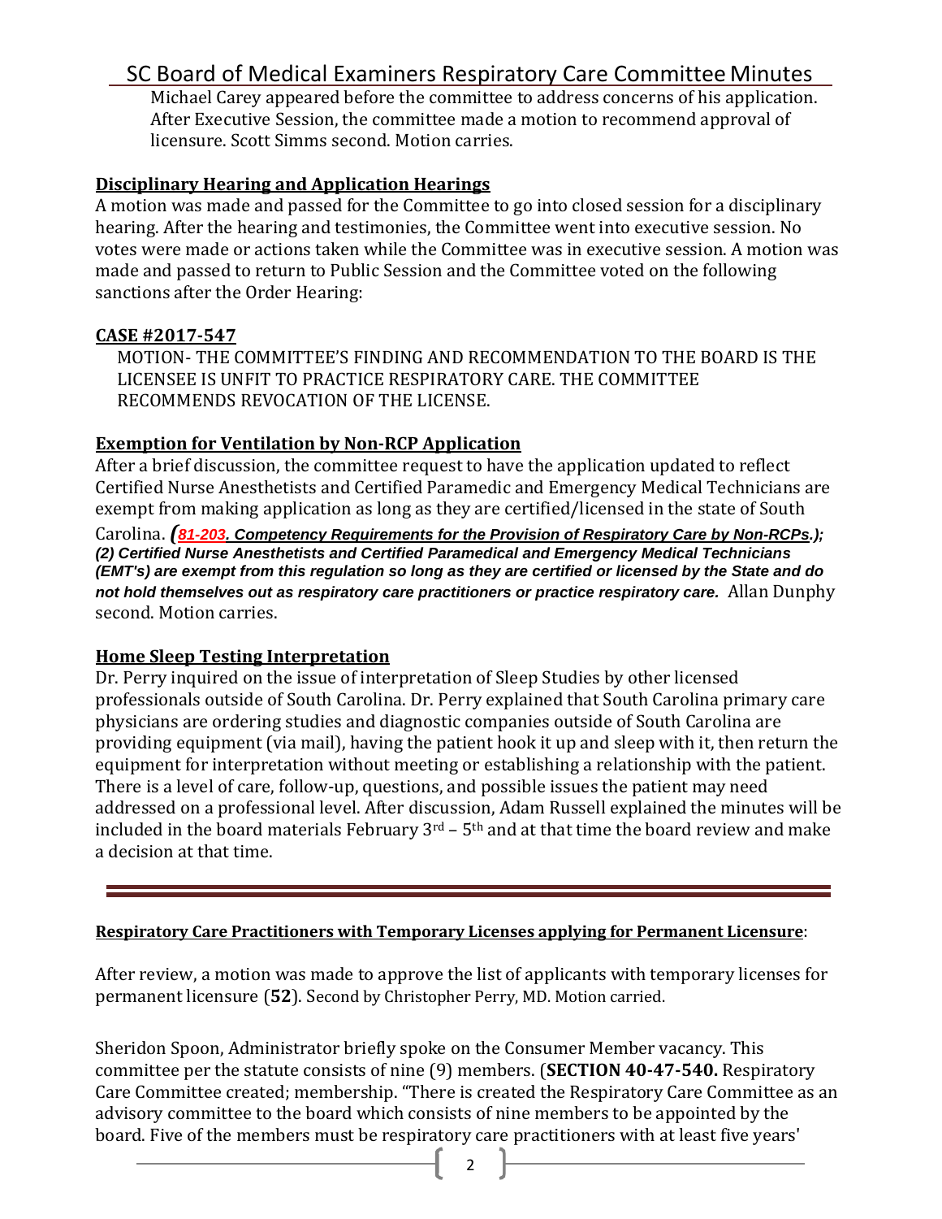Michael Carey appeared before the committee to address concerns of his application. After Executive Session, the committee made a motion to recommend approval of licensure. Scott Simms second. Motion carries.

**Disciplinary Hearing and Application Hearings**

A motion was made and passed for the Committee to go into closed session for a disciplinary hearing. After the hearing and testimonies, the Committee went into executive session. No votes were made or actions taken while the Committee was in executive session. A motion was made and passed to return to Public Session and the Committee voted on the following sanctions after the Order Hearing:

**CASE #2017-547**

MOTION- THE COMMITTEE'S FINDING AND RECOMMENDATION TO THE BOARD IS THE LICENSEE IS UNFIT TO PRACTICE RESPIRATORY CARE. THE COMMITTEE RECOMMENDS REVOCATION OF THE LICENSE.

**Exemption for Ventilation by Non-RCP Application**

After a brief discussion, the committee request to have the application updated to reflect Certified Nurse Anesthetists and Certified Paramedic and Emergency Medical Technicians are exempt from making application as long as they are certified/licensed in the state of South Carolina. ***(81-203. Competency Requirements for the Provision of Respiratory Care by Non-RCPs.); (2) Certified Nurse Anesthetists and Certified Paramedical and Emergency Medical Technicians (EMT's) are exempt from this regulation so long as they are certified or licensed by the State and do not hold themselves out as respiratory care practitioners or practice respiratory care.*** Allan Dunphy second. Motion carries.

**Home Sleep Testing Interpretation**

Dr. Perry inquired on the issue of interpretation of Sleep Studies by other licensed professionals outside of South Carolina. Dr. Perry explained that South Carolina primary care physicians are ordering studies and diagnostic companies outside of South Carolina are providing equipment (via mail), having the patient hook it up and sleep with it, then return the equipment for interpretation without meeting or establishing a relationship with the patient. There is a level of care, follow-up, questions, and possible issues the patient may need addressed on a professional level. After discussion, Adam Russell explained the minutes will be included in the board materials February 3rd – 5th and at that time the board review and make a decision at that time.

---

**Respiratory Care Practitioners with Temporary Licenses applying for Permanent Licensure**:

After review, a motion was made to approve the list of applicants with temporary licenses for permanent licensure (**52**). Second by Christopher Perry, MD. Motion carried.

Sheridon Spoon, Administrator briefly spoke on the Consumer Member vacancy. This committee per the statute consists of nine (9) members. (**SECTION 40-47-540.** Respiratory Care Committee created; membership. "There is created the Respiratory Care Committee as an advisory committee to the board which consists of nine members to be appointed by the board. Five of the members must be respiratory care practitioners with at least five years'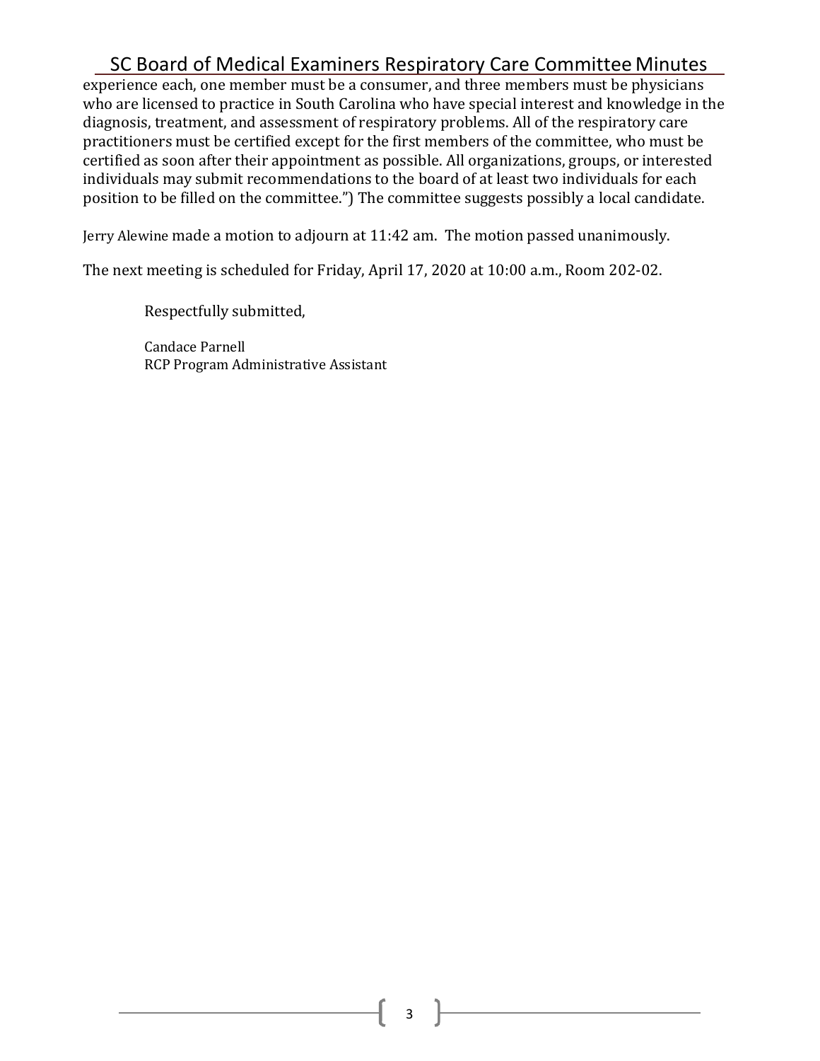experience each, one member must be a consumer, and three members must be physicians who are licensed to practice in South Carolina who have special interest and knowledge in the diagnosis, treatment, and assessment of respiratory problems. All of the respiratory care practitioners must be certified except for the first members of the committee, who must be certified as soon after their appointment as possible. All organizations, groups, or interested individuals may submit recommendations to the board of at least two individuals for each position to be filled on the committee.") The committee suggests possibly a local candidate.

Jerry Alewine made a motion to adjourn at 11:42 am. The motion passed unanimously.

The next meeting is scheduled for Friday, April 17, 2020 at 10:00 a.m., Room 202-02.

Respectfully submitted,

Candace Parnell
RCP Program Administrative Assistant